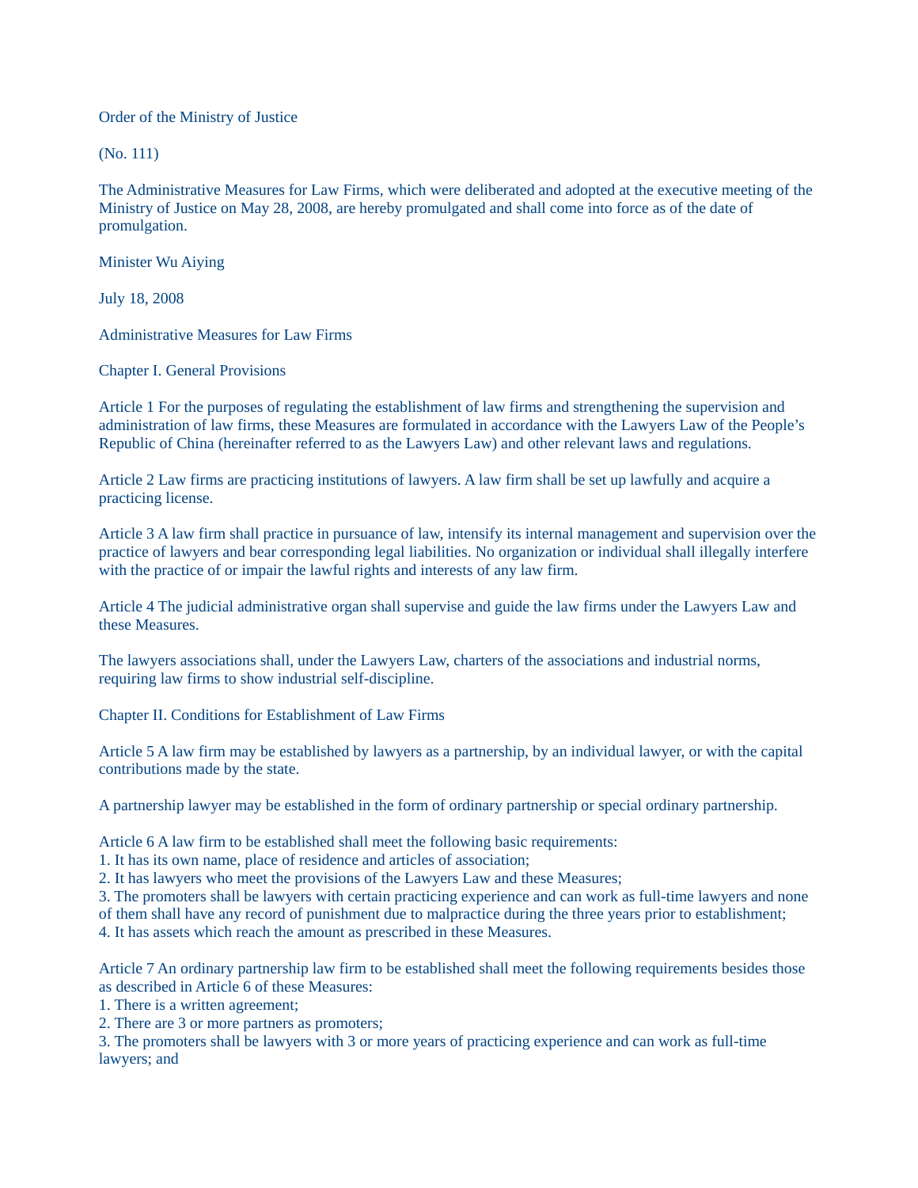Order of the Ministry of Justice

(No. 111)

The Administrative Measures for Law Firms, which were deliberated and adopted at the executive meeting of the Ministry of Justice on May 28, 2008, are hereby promulgated and shall come into force as of the date of promulgation.

Minister Wu Aiying

July 18, 2008

# Administrative Measures for Law Firms

## Chapter I. General Provisions

Article 1 For the purposes of regulating the establishment of law firms and strengthening the supervision and administration of law firms, these Measures are formulated in accordance with the Lawyers Law of the People's Republic of China (hereinafter referred to as the Lawyers Law) and other relevant laws and regulations.

Article 2 Law firms are practicing institutions of lawyers. A law firm shall be set up lawfully and acquire a practicing license.

Article 3 A law firm shall practice in pursuance of law, intensify its internal management and supervision over the practice of lawyers and bear corresponding legal liabilities. No organization or individual shall illegally interfere with the practice of or impair the lawful rights and interests of any law firm.

Article 4 The judicial administrative organ shall supervise and guide the law firms under the Lawyers Law and these Measures.

The lawyers associations shall, under the Lawyers Law, charters of the associations and industrial norms, requiring law firms to show industrial self-discipline.

## Chapter II. Conditions for Establishment of Law Firms

Article 5 A law firm may be established by lawyers as a partnership, by an individual lawyer, or with the capital contributions made by the state.

A partnership lawyer may be established in the form of ordinary partnership or special ordinary partnership.

Article 6 A law firm to be established shall meet the following basic requirements:
1. It has its own name, place of residence and articles of association;
2. It has lawyers who meet the provisions of the Lawyers Law and these Measures;
3. The promoters shall be lawyers with certain practicing experience and can work as full-time lawyers and none of them shall have any record of punishment due to malpractice during the three years prior to establishment;
4. It has assets which reach the amount as prescribed in these Measures.

Article 7 An ordinary partnership law firm to be established shall meet the following requirements besides those as described in Article 6 of these Measures:
1. There is a written agreement;
2. There are 3 or more partners as promoters;
3. The promoters shall be lawyers with 3 or more years of practicing experience and can work as full-time lawyers; and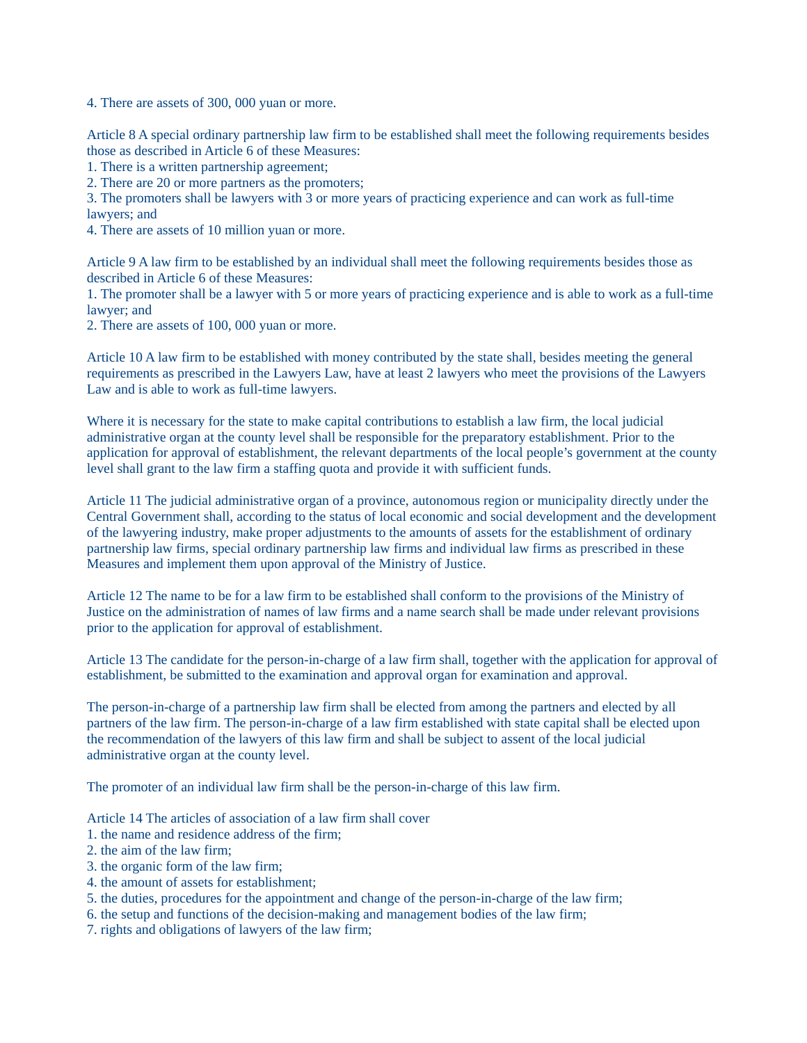4. There are assets of 300, 000 yuan or more.

Article 8 A special ordinary partnership law firm to be established shall meet the following requirements besides those as described in Article 6 of these Measures:
1. There is a written partnership agreement;
2. There are 20 or more partners as the promoters;
3. The promoters shall be lawyers with 3 or more years of practicing experience and can work as full-time lawyers; and
4. There are assets of 10 million yuan or more.

Article 9 A law firm to be established by an individual shall meet the following requirements besides those as described in Article 6 of these Measures:
1. The promoter shall be a lawyer with 5 or more years of practicing experience and is able to work as a full-time lawyer; and
2. There are assets of 100, 000 yuan or more.

Article 10 A law firm to be established with money contributed by the state shall, besides meeting the general requirements as prescribed in the Lawyers Law, have at least 2 lawyers who meet the provisions of the Lawyers Law and is able to work as full-time lawyers.

Where it is necessary for the state to make capital contributions to establish a law firm, the local judicial administrative organ at the county level shall be responsible for the preparatory establishment. Prior to the application for approval of establishment, the relevant departments of the local people's government at the county level shall grant to the law firm a staffing quota and provide it with sufficient funds.

Article 11 The judicial administrative organ of a province, autonomous region or municipality directly under the Central Government shall, according to the status of local economic and social development and the development of the lawyering industry, make proper adjustments to the amounts of assets for the establishment of ordinary partnership law firms, special ordinary partnership law firms and individual law firms as prescribed in these Measures and implement them upon approval of the Ministry of Justice.

Article 12 The name to be for a law firm to be established shall conform to the provisions of the Ministry of Justice on the administration of names of law firms and a name search shall be made under relevant provisions prior to the application for approval of establishment.

Article 13 The candidate for the person-in-charge of a law firm shall, together with the application for approval of establishment, be submitted to the examination and approval organ for examination and approval.

The person-in-charge of a partnership law firm shall be elected from among the partners and elected by all partners of the law firm. The person-in-charge of a law firm established with state capital shall be elected upon the recommendation of the lawyers of this law firm and shall be subject to assent of the local judicial administrative organ at the county level.

The promoter of an individual law firm shall be the person-in-charge of this law firm.

Article 14 The articles of association of a law firm shall cover
1. the name and residence address of the firm;
2. the aim of the law firm;
3. the organic form of the law firm;
4. the amount of assets for establishment;
5. the duties, procedures for the appointment and change of the person-in-charge of the law firm;
6. the setup and functions of the decision-making and management bodies of the law firm;
7. rights and obligations of lawyers of the law firm;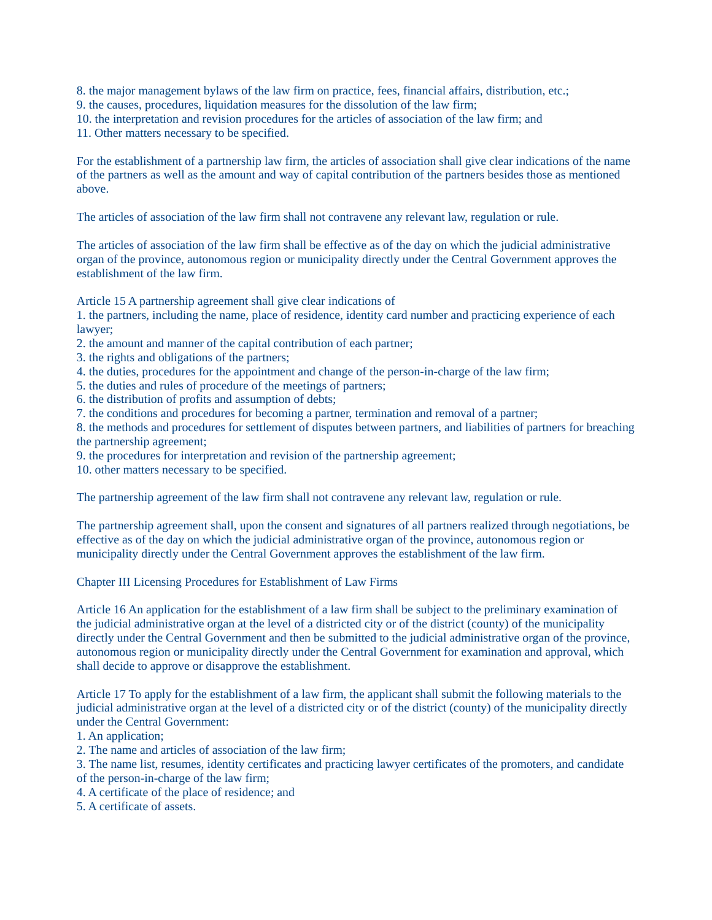8. the major management bylaws of the law firm on practice, fees, financial affairs, distribution, etc.;
9. the causes, procedures, liquidation measures for the dissolution of the law firm;
10. the interpretation and revision procedures for the articles of association of the law firm; and
11. Other matters necessary to be specified.

For the establishment of a partnership law firm, the articles of association shall give clear indications of the name of the partners as well as the amount and way of capital contribution of the partners besides those as mentioned above.

The articles of association of the law firm shall not contravene any relevant law, regulation or rule.

The articles of association of the law firm shall be effective as of the day on which the judicial administrative organ of the province, autonomous region or municipality directly under the Central Government approves the establishment of the law firm.

Article 15 A partnership agreement shall give clear indications of
1. the partners, including the name, place of residence, identity card number and practicing experience of each lawyer;
2. the amount and manner of the capital contribution of each partner;
3. the rights and obligations of the partners;
4. the duties, procedures for the appointment and change of the person-in-charge of the law firm;
5. the duties and rules of procedure of the meetings of partners;
6. the distribution of profits and assumption of debts;
7. the conditions and procedures for becoming a partner, termination and removal of a partner;
8. the methods and procedures for settlement of disputes between partners, and liabilities of partners for breaching the partnership agreement;
9. the procedures for interpretation and revision of the partnership agreement;
10. other matters necessary to be specified.

The partnership agreement of the law firm shall not contravene any relevant law, regulation or rule.

The partnership agreement shall, upon the consent and signatures of all partners realized through negotiations, be effective as of the day on which the judicial administrative organ of the province, autonomous region or municipality directly under the Central Government approves the establishment of the law firm.

## Chapter III Licensing Procedures for Establishment of Law Firms

Article 16 An application for the establishment of a law firm shall be subject to the preliminary examination of the judicial administrative organ at the level of a districted city or of the district (county) of the municipality directly under the Central Government and then be submitted to the judicial administrative organ of the province, autonomous region or municipality directly under the Central Government for examination and approval, which shall decide to approve or disapprove the establishment.

Article 17 To apply for the establishment of a law firm, the applicant shall submit the following materials to the judicial administrative organ at the level of a districted city or of the district (county) of the municipality directly under the Central Government:
1. An application;
2. The name and articles of association of the law firm;
3. The name list, resumes, identity certificates and practicing lawyer certificates of the promoters, and candidate of the person-in-charge of the law firm;
4. A certificate of the place of residence; and
5. A certificate of assets.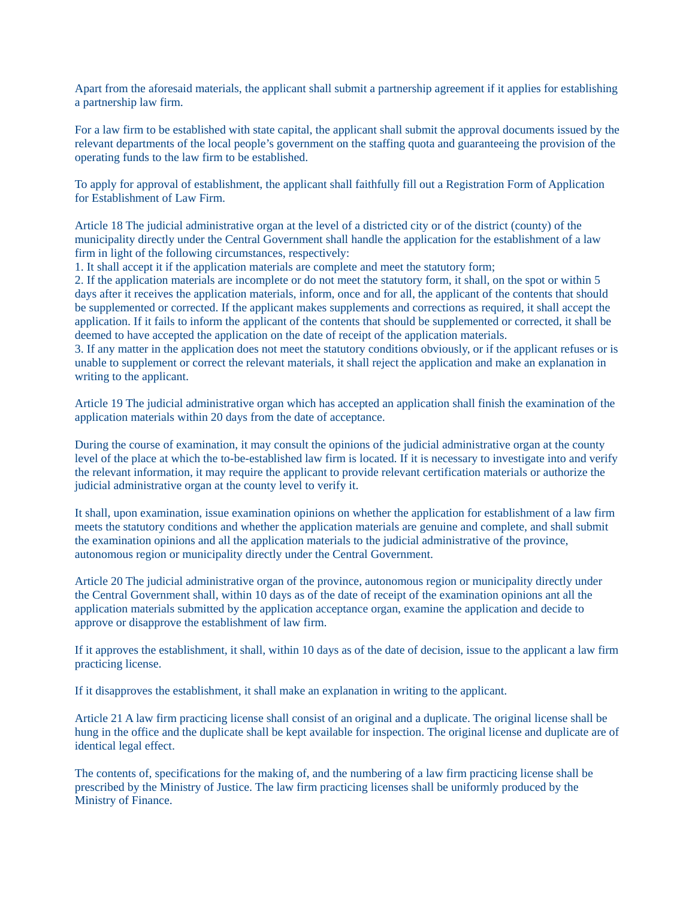Apart from the aforesaid materials, the applicant shall submit a partnership agreement if it applies for establishing a partnership law firm.

For a law firm to be established with state capital, the applicant shall submit the approval documents issued by the relevant departments of the local people's government on the staffing quota and guaranteeing the provision of the operating funds to the law firm to be established.

To apply for approval of establishment, the applicant shall faithfully fill out a Registration Form of Application for Establishment of Law Firm.

Article 18 The judicial administrative organ at the level of a districted city or of the district (county) of the municipality directly under the Central Government shall handle the application for the establishment of a law firm in light of the following circumstances, respectively:
1. It shall accept it if the application materials are complete and meet the statutory form;
2. If the application materials are incomplete or do not meet the statutory form, it shall, on the spot or within 5 days after it receives the application materials, inform, once and for all, the applicant of the contents that should be supplemented or corrected. If the applicant makes supplements and corrections as required, it shall accept the application. If it fails to inform the applicant of the contents that should be supplemented or corrected, it shall be deemed to have accepted the application on the date of receipt of the application materials.
3. If any matter in the application does not meet the statutory conditions obviously, or if the applicant refuses or is unable to supplement or correct the relevant materials, it shall reject the application and make an explanation in writing to the applicant.

Article 19 The judicial administrative organ which has accepted an application shall finish the examination of the application materials within 20 days from the date of acceptance.

During the course of examination, it may consult the opinions of the judicial administrative organ at the county level of the place at which the to-be-established law firm is located. If it is necessary to investigate into and verify the relevant information, it may require the applicant to provide relevant certification materials or authorize the judicial administrative organ at the county level to verify it.

It shall, upon examination, issue examination opinions on whether the application for establishment of a law firm meets the statutory conditions and whether the application materials are genuine and complete, and shall submit the examination opinions and all the application materials to the judicial administrative of the province, autonomous region or municipality directly under the Central Government.

Article 20 The judicial administrative organ of the province, autonomous region or municipality directly under the Central Government shall, within 10 days as of the date of receipt of the examination opinions ant all the application materials submitted by the application acceptance organ, examine the application and decide to approve or disapprove the establishment of law firm.

If it approves the establishment, it shall, within 10 days as of the date of decision, issue to the applicant a law firm practicing license.

If it disapproves the establishment, it shall make an explanation in writing to the applicant.

Article 21 A law firm practicing license shall consist of an original and a duplicate. The original license shall be hung in the office and the duplicate shall be kept available for inspection. The original license and duplicate are of identical legal effect.

The contents of, specifications for the making of, and the numbering of a law firm practicing license shall be prescribed by the Ministry of Justice. The law firm practicing licenses shall be uniformly produced by the Ministry of Finance.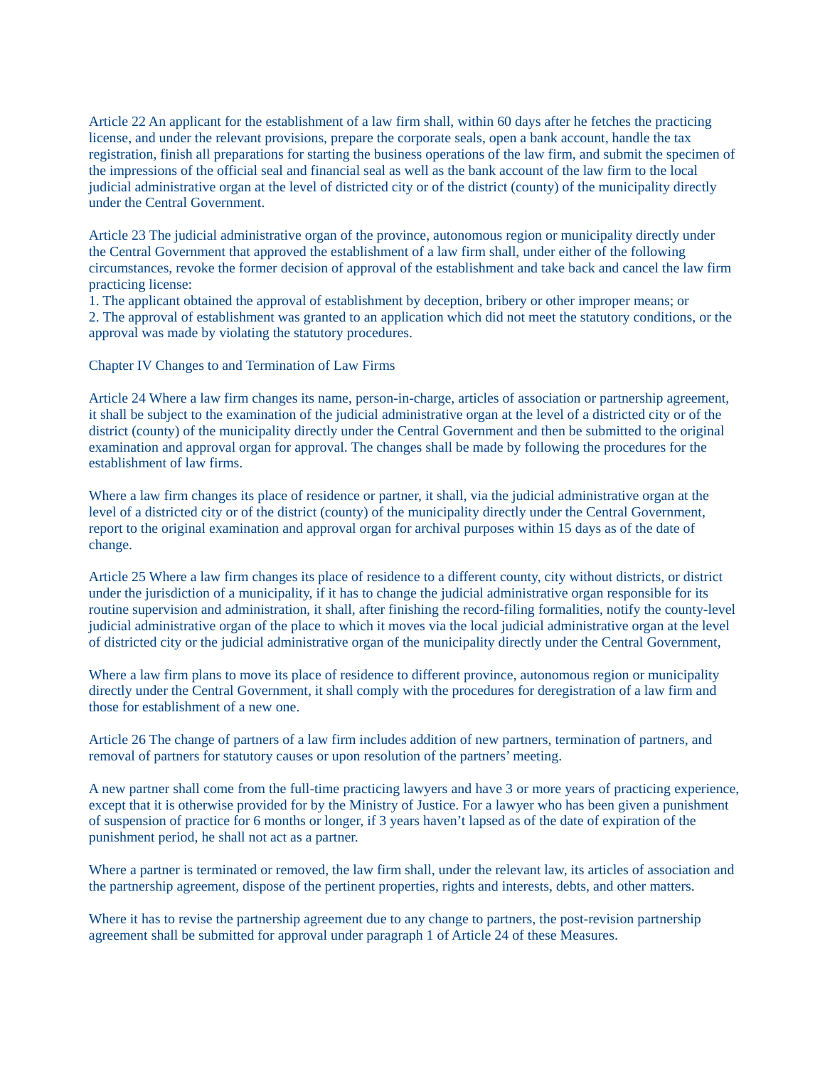Article 22 An applicant for the establishment of a law firm shall, within 60 days after he fetches the practicing license, and under the relevant provisions, prepare the corporate seals, open a bank account, handle the tax registration, finish all preparations for starting the business operations of the law firm, and submit the specimen of the impressions of the official seal and financial seal as well as the bank account of the law firm to the local judicial administrative organ at the level of districted city or of the district (county) of the municipality directly under the Central Government.

Article 23 The judicial administrative organ of the province, autonomous region or municipality directly under the Central Government that approved the establishment of a law firm shall, under either of the following circumstances, revoke the former decision of approval of the establishment and take back and cancel the law firm practicing license:

1. The applicant obtained the approval of establishment by deception, bribery or other improper means; or
2. The approval of establishment was granted to an application which did not meet the statutory conditions, or the approval was made by violating the statutory procedures.

## Chapter IV Changes to and Termination of Law Firms

Article 24 Where a law firm changes its name, person-in-charge, articles of association or partnership agreement, it shall be subject to the examination of the judicial administrative organ at the level of a districted city or of the district (county) of the municipality directly under the Central Government and then be submitted to the original examination and approval organ for approval. The changes shall be made by following the procedures for the establishment of law firms.

Where a law firm changes its place of residence or partner, it shall, via the judicial administrative organ at the level of a districted city or of the district (county) of the municipality directly under the Central Government, report to the original examination and approval organ for archival purposes within 15 days as of the date of change.

Article 25 Where a law firm changes its place of residence to a different county, city without districts, or district under the jurisdiction of a municipality, if it has to change the judicial administrative organ responsible for its routine supervision and administration, it shall, after finishing the record-filing formalities, notify the county-level judicial administrative organ of the place to which it moves via the local judicial administrative organ at the level of districted city or the judicial administrative organ of the municipality directly under the Central Government,

Where a law firm plans to move its place of residence to different province, autonomous region or municipality directly under the Central Government, it shall comply with the procedures for deregistration of a law firm and those for establishment of a new one.

Article 26 The change of partners of a law firm includes addition of new partners, termination of partners, and removal of partners for statutory causes or upon resolution of the partners' meeting.

A new partner shall come from the full-time practicing lawyers and have 3 or more years of practicing experience, except that it is otherwise provided for by the Ministry of Justice. For a lawyer who has been given a punishment of suspension of practice for 6 months or longer, if 3 years haven't lapsed as of the date of expiration of the punishment period, he shall not act as a partner.

Where a partner is terminated or removed, the law firm shall, under the relevant law, its articles of association and the partnership agreement, dispose of the pertinent properties, rights and interests, debts, and other matters.

Where it has to revise the partnership agreement due to any change to partners, the post-revision partnership agreement shall be submitted for approval under paragraph 1 of Article 24 of these Measures.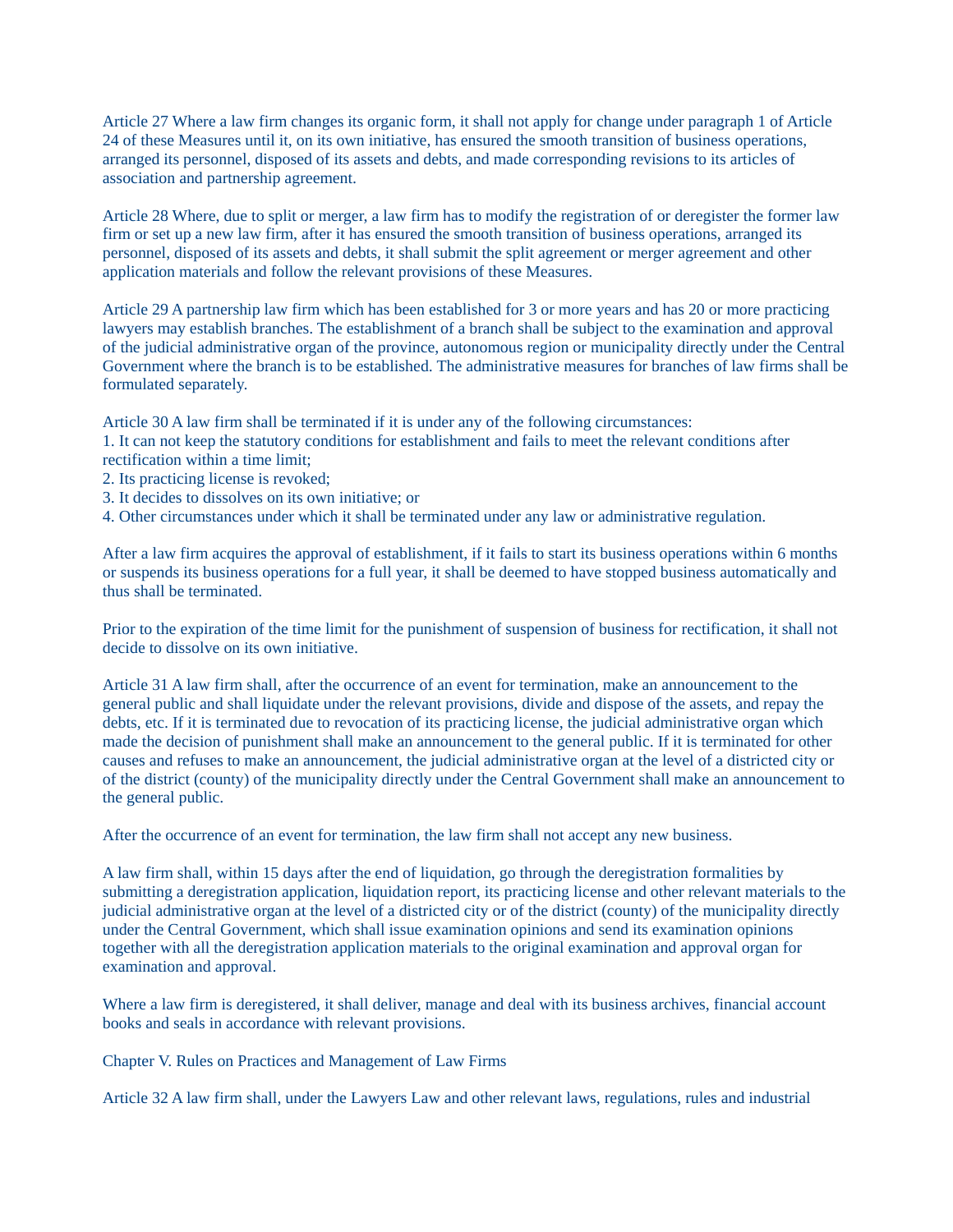Article 27 Where a law firm changes its organic form, it shall not apply for change under paragraph 1 of Article 24 of these Measures until it, on its own initiative, has ensured the smooth transition of business operations, arranged its personnel, disposed of its assets and debts, and made corresponding revisions to its articles of association and partnership agreement.

Article 28 Where, due to split or merger, a law firm has to modify the registration of or deregister the former law firm or set up a new law firm, after it has ensured the smooth transition of business operations, arranged its personnel, disposed of its assets and debts, it shall submit the split agreement or merger agreement and other application materials and follow the relevant provisions of these Measures.

Article 29 A partnership law firm which has been established for 3 or more years and has 20 or more practicing lawyers may establish branches. The establishment of a branch shall be subject to the examination and approval of the judicial administrative organ of the province, autonomous region or municipality directly under the Central Government where the branch is to be established. The administrative measures for branches of law firms shall be formulated separately.

Article 30 A law firm shall be terminated if it is under any of the following circumstances:
1. It can not keep the statutory conditions for establishment and fails to meet the relevant conditions after rectification within a time limit;
2. Its practicing license is revoked;
3. It decides to dissolves on its own initiative; or
4. Other circumstances under which it shall be terminated under any law or administrative regulation.

After a law firm acquires the approval of establishment, if it fails to start its business operations within 6 months or suspends its business operations for a full year, it shall be deemed to have stopped business automatically and thus shall be terminated.

Prior to the expiration of the time limit for the punishment of suspension of business for rectification, it shall not decide to dissolve on its own initiative.

Article 31 A law firm shall, after the occurrence of an event for termination, make an announcement to the general public and shall liquidate under the relevant provisions, divide and dispose of the assets, and repay the debts, etc. If it is terminated due to revocation of its practicing license, the judicial administrative organ which made the decision of punishment shall make an announcement to the general public. If it is terminated for other causes and refuses to make an announcement, the judicial administrative organ at the level of a districted city or of the district (county) of the municipality directly under the Central Government shall make an announcement to the general public.

After the occurrence of an event for termination, the law firm shall not accept any new business.

A law firm shall, within 15 days after the end of liquidation, go through the deregistration formalities by submitting a deregistration application, liquidation report, its practicing license and other relevant materials to the judicial administrative organ at the level of a districted city or of the district (county) of the municipality directly under the Central Government, which shall issue examination opinions and send its examination opinions together with all the deregistration application materials to the original examination and approval organ for examination and approval.

Where a law firm is deregistered, it shall deliver, manage and deal with its business archives, financial account books and seals in accordance with relevant provisions.

## Chapter V. Rules on Practices and Management of Law Firms

Article 32 A law firm shall, under the Lawyers Law and other relevant laws, regulations, rules and industrial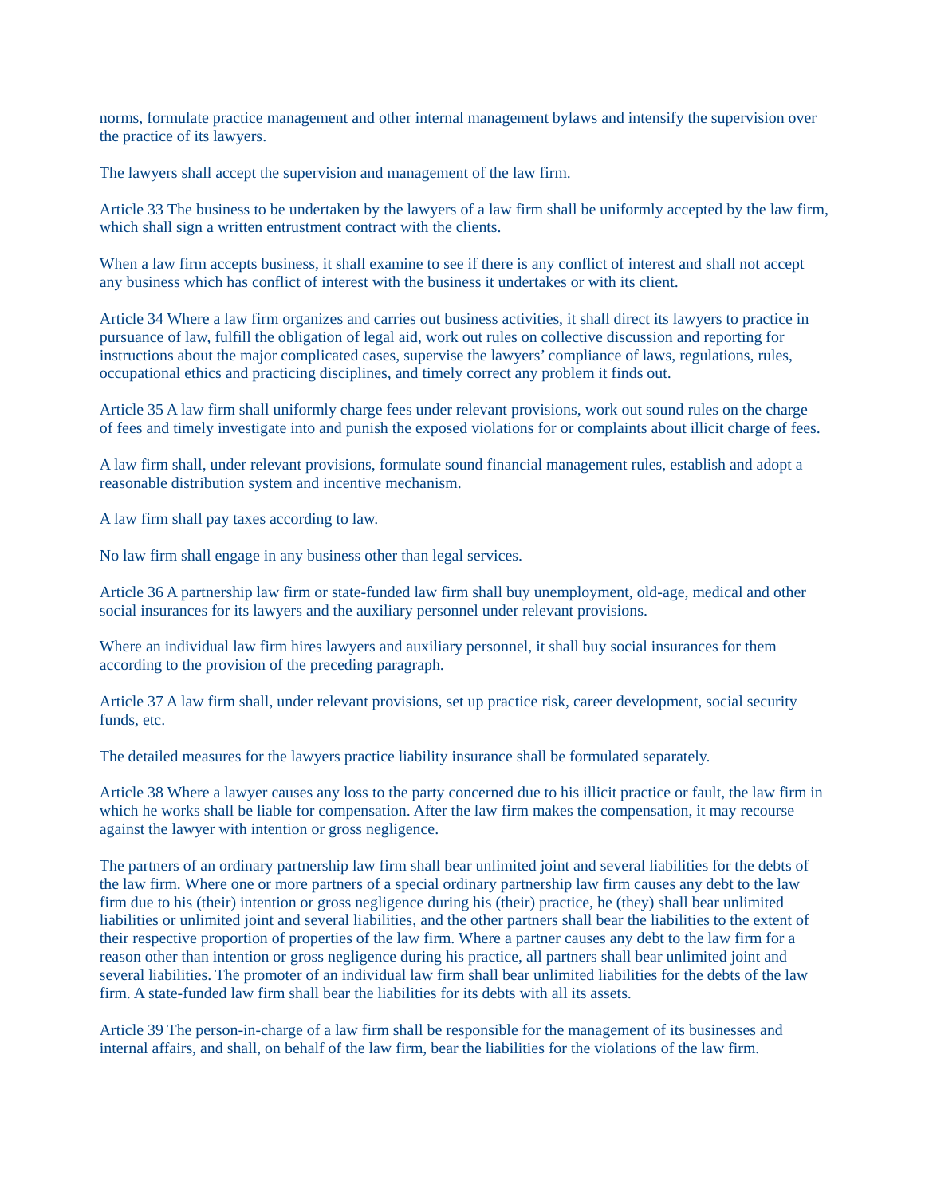norms, formulate practice management and other internal management bylaws and intensify the supervision over the practice of its lawyers.

The lawyers shall accept the supervision and management of the law firm.

Article 33 The business to be undertaken by the lawyers of a law firm shall be uniformly accepted by the law firm, which shall sign a written entrustment contract with the clients.

When a law firm accepts business, it shall examine to see if there is any conflict of interest and shall not accept any business which has conflict of interest with the business it undertakes or with its client.

Article 34 Where a law firm organizes and carries out business activities, it shall direct its lawyers to practice in pursuance of law, fulfill the obligation of legal aid, work out rules on collective discussion and reporting for instructions about the major complicated cases, supervise the lawyers' compliance of laws, regulations, rules, occupational ethics and practicing disciplines, and timely correct any problem it finds out.

Article 35 A law firm shall uniformly charge fees under relevant provisions, work out sound rules on the charge of fees and timely investigate into and punish the exposed violations for or complaints about illicit charge of fees.

A law firm shall, under relevant provisions, formulate sound financial management rules, establish and adopt a reasonable distribution system and incentive mechanism.

A law firm shall pay taxes according to law.

No law firm shall engage in any business other than legal services.

Article 36 A partnership law firm or state-funded law firm shall buy unemployment, old-age, medical and other social insurances for its lawyers and the auxiliary personnel under relevant provisions.

Where an individual law firm hires lawyers and auxiliary personnel, it shall buy social insurances for them according to the provision of the preceding paragraph.

Article 37 A law firm shall, under relevant provisions, set up practice risk, career development, social security funds, etc.

The detailed measures for the lawyers practice liability insurance shall be formulated separately.

Article 38 Where a lawyer causes any loss to the party concerned due to his illicit practice or fault, the law firm in which he works shall be liable for compensation. After the law firm makes the compensation, it may recourse against the lawyer with intention or gross negligence.

The partners of an ordinary partnership law firm shall bear unlimited joint and several liabilities for the debts of the law firm. Where one or more partners of a special ordinary partnership law firm causes any debt to the law firm due to his (their) intention or gross negligence during his (their) practice, he (they) shall bear unlimited liabilities or unlimited joint and several liabilities, and the other partners shall bear the liabilities to the extent of their respective proportion of properties of the law firm. Where a partner causes any debt to the law firm for a reason other than intention or gross negligence during his practice, all partners shall bear unlimited joint and several liabilities. The promoter of an individual law firm shall bear unlimited liabilities for the debts of the law firm. A state-funded law firm shall bear the liabilities for its debts with all its assets.

Article 39 The person-in-charge of a law firm shall be responsible for the management of its businesses and internal affairs, and shall, on behalf of the law firm, bear the liabilities for the violations of the law firm.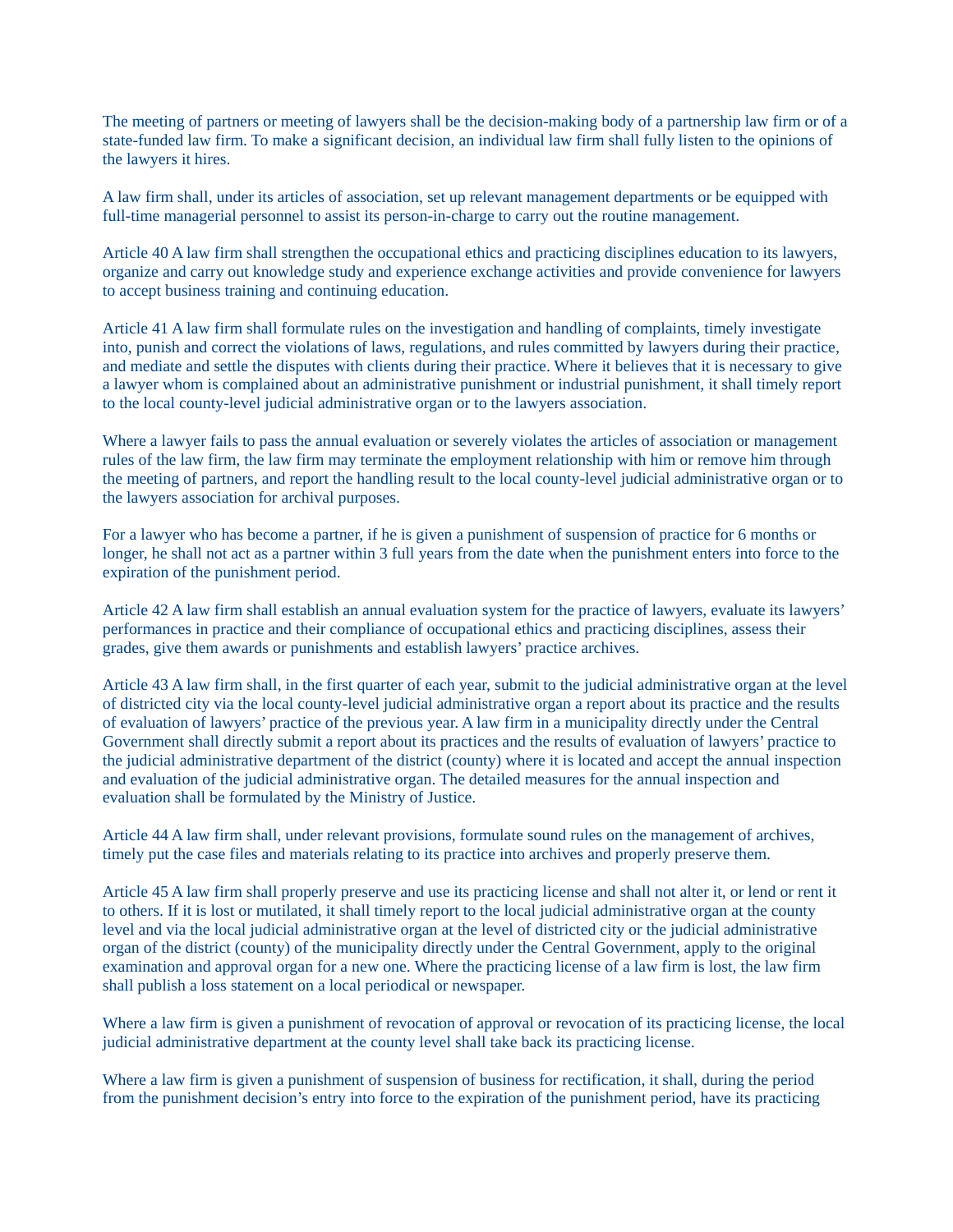The meeting of partners or meeting of lawyers shall be the decision-making body of a partnership law firm or of a state-funded law firm. To make a significant decision, an individual law firm shall fully listen to the opinions of the lawyers it hires.

A law firm shall, under its articles of association, set up relevant management departments or be equipped with full-time managerial personnel to assist its person-in-charge to carry out the routine management.

Article 40 A law firm shall strengthen the occupational ethics and practicing disciplines education to its lawyers, organize and carry out knowledge study and experience exchange activities and provide convenience for lawyers to accept business training and continuing education.

Article 41 A law firm shall formulate rules on the investigation and handling of complaints, timely investigate into, punish and correct the violations of laws, regulations, and rules committed by lawyers during their practice, and mediate and settle the disputes with clients during their practice. Where it believes that it is necessary to give a lawyer whom is complained about an administrative punishment or industrial punishment, it shall timely report to the local county-level judicial administrative organ or to the lawyers association.

Where a lawyer fails to pass the annual evaluation or severely violates the articles of association or management rules of the law firm, the law firm may terminate the employment relationship with him or remove him through the meeting of partners, and report the handling result to the local county-level judicial administrative organ or to the lawyers association for archival purposes.

For a lawyer who has become a partner, if he is given a punishment of suspension of practice for 6 months or longer, he shall not act as a partner within 3 full years from the date when the punishment enters into force to the expiration of the punishment period.

Article 42 A law firm shall establish an annual evaluation system for the practice of lawyers, evaluate its lawyers' performances in practice and their compliance of occupational ethics and practicing disciplines, assess their grades, give them awards or punishments and establish lawyers' practice archives.

Article 43 A law firm shall, in the first quarter of each year, submit to the judicial administrative organ at the level of districted city via the local county-level judicial administrative organ a report about its practice and the results of evaluation of lawyers' practice of the previous year. A law firm in a municipality directly under the Central Government shall directly submit a report about its practices and the results of evaluation of lawyers' practice to the judicial administrative department of the district (county) where it is located and accept the annual inspection and evaluation of the judicial administrative organ. The detailed measures for the annual inspection and evaluation shall be formulated by the Ministry of Justice.

Article 44 A law firm shall, under relevant provisions, formulate sound rules on the management of archives, timely put the case files and materials relating to its practice into archives and properly preserve them.

Article 45 A law firm shall properly preserve and use its practicing license and shall not alter it, or lend or rent it to others. If it is lost or mutilated, it shall timely report to the local judicial administrative organ at the county level and via the local judicial administrative organ at the level of districted city or the judicial administrative organ of the district (county) of the municipality directly under the Central Government, apply to the original examination and approval organ for a new one. Where the practicing license of a law firm is lost, the law firm shall publish a loss statement on a local periodical or newspaper.

Where a law firm is given a punishment of revocation of approval or revocation of its practicing license, the local judicial administrative department at the county level shall take back its practicing license.

Where a law firm is given a punishment of suspension of business for rectification, it shall, during the period from the punishment decision's entry into force to the expiration of the punishment period, have its practicing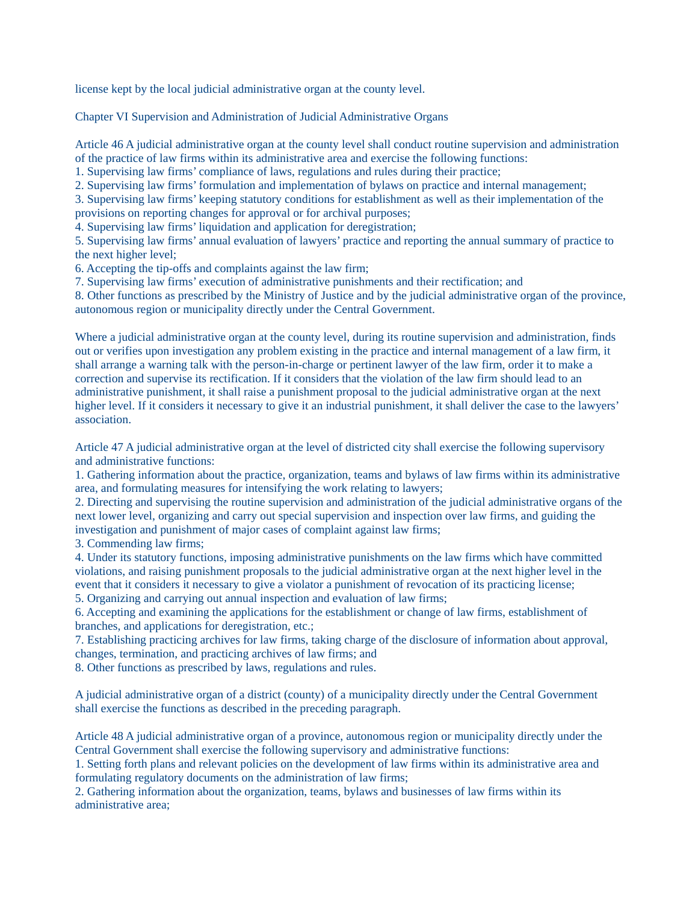license kept by the local judicial administrative organ at the county level.

## Chapter VI Supervision and Administration of Judicial Administrative Organs

Article 46 A judicial administrative organ at the county level shall conduct routine supervision and administration of the practice of law firms within its administrative area and exercise the following functions:
1. Supervising law firms' compliance of laws, regulations and rules during their practice;
2. Supervising law firms' formulation and implementation of bylaws on practice and internal management;
3. Supervising law firms' keeping statutory conditions for establishment as well as their implementation of the provisions on reporting changes for approval or for archival purposes;
4. Supervising law firms' liquidation and application for deregistration;
5. Supervising law firms' annual evaluation of lawyers' practice and reporting the annual summary of practice to the next higher level;
6. Accepting the tip-offs and complaints against the law firm;
7. Supervising law firms' execution of administrative punishments and their rectification; and
8. Other functions as prescribed by the Ministry of Justice and by the judicial administrative organ of the province, autonomous region or municipality directly under the Central Government.

Where a judicial administrative organ at the county level, during its routine supervision and administration, finds out or verifies upon investigation any problem existing in the practice and internal management of a law firm, it shall arrange a warning talk with the person-in-charge or pertinent lawyer of the law firm, order it to make a correction and supervise its rectification. If it considers that the violation of the law firm should lead to an administrative punishment, it shall raise a punishment proposal to the judicial administrative organ at the next higher level. If it considers it necessary to give it an industrial punishment, it shall deliver the case to the lawyers' association.

Article 47 A judicial administrative organ at the level of districted city shall exercise the following supervisory and administrative functions:
1. Gathering information about the practice, organization, teams and bylaws of law firms within its administrative area, and formulating measures for intensifying the work relating to lawyers;
2. Directing and supervising the routine supervision and administration of the judicial administrative organs of the next lower level, organizing and carry out special supervision and inspection over law firms, and guiding the investigation and punishment of major cases of complaint against law firms;
3. Commending law firms;
4. Under its statutory functions, imposing administrative punishments on the law firms which have committed violations, and raising punishment proposals to the judicial administrative organ at the next higher level in the event that it considers it necessary to give a violator a punishment of revocation of its practicing license;
5. Organizing and carrying out annual inspection and evaluation of law firms;
6. Accepting and examining the applications for the establishment or change of law firms, establishment of branches, and applications for deregistration, etc.;
7. Establishing practicing archives for law firms, taking charge of the disclosure of information about approval, changes, termination, and practicing archives of law firms; and
8. Other functions as prescribed by laws, regulations and rules.

A judicial administrative organ of a district (county) of a municipality directly under the Central Government shall exercise the functions as described in the preceding paragraph.

Article 48 A judicial administrative organ of a province, autonomous region or municipality directly under the Central Government shall exercise the following supervisory and administrative functions:
1. Setting forth plans and relevant policies on the development of law firms within its administrative area and formulating regulatory documents on the administration of law firms;
2. Gathering information about the organization, teams, bylaws and businesses of law firms within its administrative area;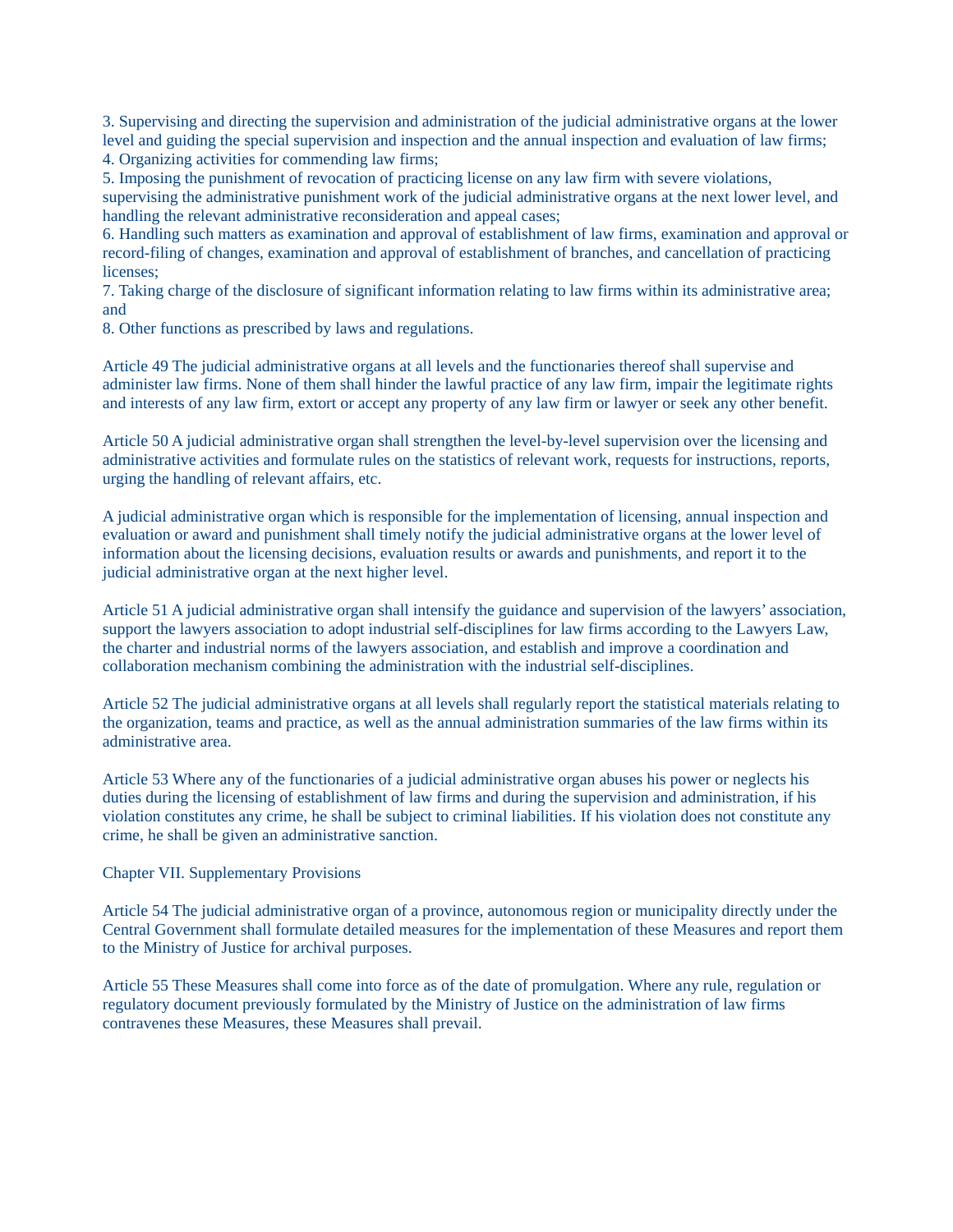3. Supervising and directing the supervision and administration of the judicial administrative organs at the lower level and guiding the special supervision and inspection and the annual inspection and evaluation of law firms;
4. Organizing activities for commending law firms;
5. Imposing the punishment of revocation of practicing license on any law firm with severe violations, supervising the administrative punishment work of the judicial administrative organs at the next lower level, and handling the relevant administrative reconsideration and appeal cases;
6. Handling such matters as examination and approval of establishment of law firms, examination and approval or record-filing of changes, examination and approval of establishment of branches, and cancellation of practicing licenses;
7. Taking charge of the disclosure of significant information relating to law firms within its administrative area; and
8. Other functions as prescribed by laws and regulations.

Article 49 The judicial administrative organs at all levels and the functionaries thereof shall supervise and administer law firms. None of them shall hinder the lawful practice of any law firm, impair the legitimate rights and interests of any law firm, extort or accept any property of any law firm or lawyer or seek any other benefit.

Article 50 A judicial administrative organ shall strengthen the level-by-level supervision over the licensing and administrative activities and formulate rules on the statistics of relevant work, requests for instructions, reports, urging the handling of relevant affairs, etc.

A judicial administrative organ which is responsible for the implementation of licensing, annual inspection and evaluation or award and punishment shall timely notify the judicial administrative organs at the lower level of information about the licensing decisions, evaluation results or awards and punishments, and report it to the judicial administrative organ at the next higher level.

Article 51 A judicial administrative organ shall intensify the guidance and supervision of the lawyers' association, support the lawyers association to adopt industrial self-disciplines for law firms according to the Lawyers Law, the charter and industrial norms of the lawyers association, and establish and improve a coordination and collaboration mechanism combining the administration with the industrial self-disciplines.

Article 52 The judicial administrative organs at all levels shall regularly report the statistical materials relating to the organization, teams and practice, as well as the annual administration summaries of the law firms within its administrative area.

Article 53 Where any of the functionaries of a judicial administrative organ abuses his power or neglects his duties during the licensing of establishment of law firms and during the supervision and administration, if his violation constitutes any crime, he shall be subject to criminal liabilities. If his violation does not constitute any crime, he shall be given an administrative sanction.

## Chapter VII. Supplementary Provisions

Article 54 The judicial administrative organ of a province, autonomous region or municipality directly under the Central Government shall formulate detailed measures for the implementation of these Measures and report them to the Ministry of Justice for archival purposes.

Article 55 These Measures shall come into force as of the date of promulgation. Where any rule, regulation or regulatory document previously formulated by the Ministry of Justice on the administration of law firms contravenes these Measures, these Measures shall prevail.